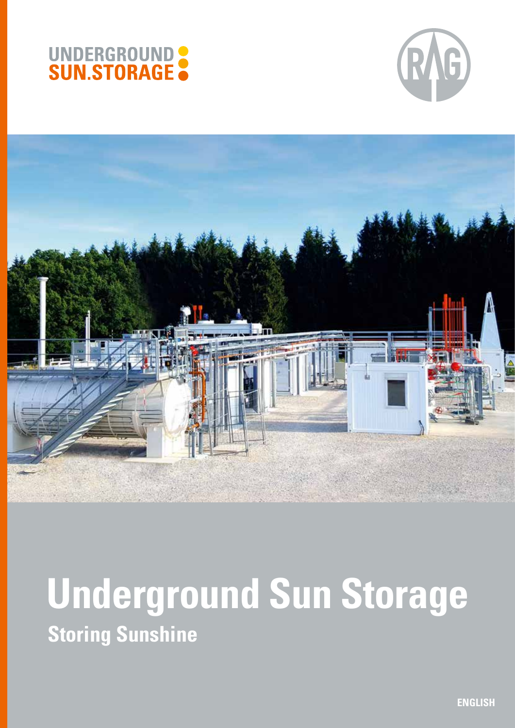UNDERGROUND SUN.STORAGE

# Underground Sun Storage

## Storing Sunshine

ENGLISH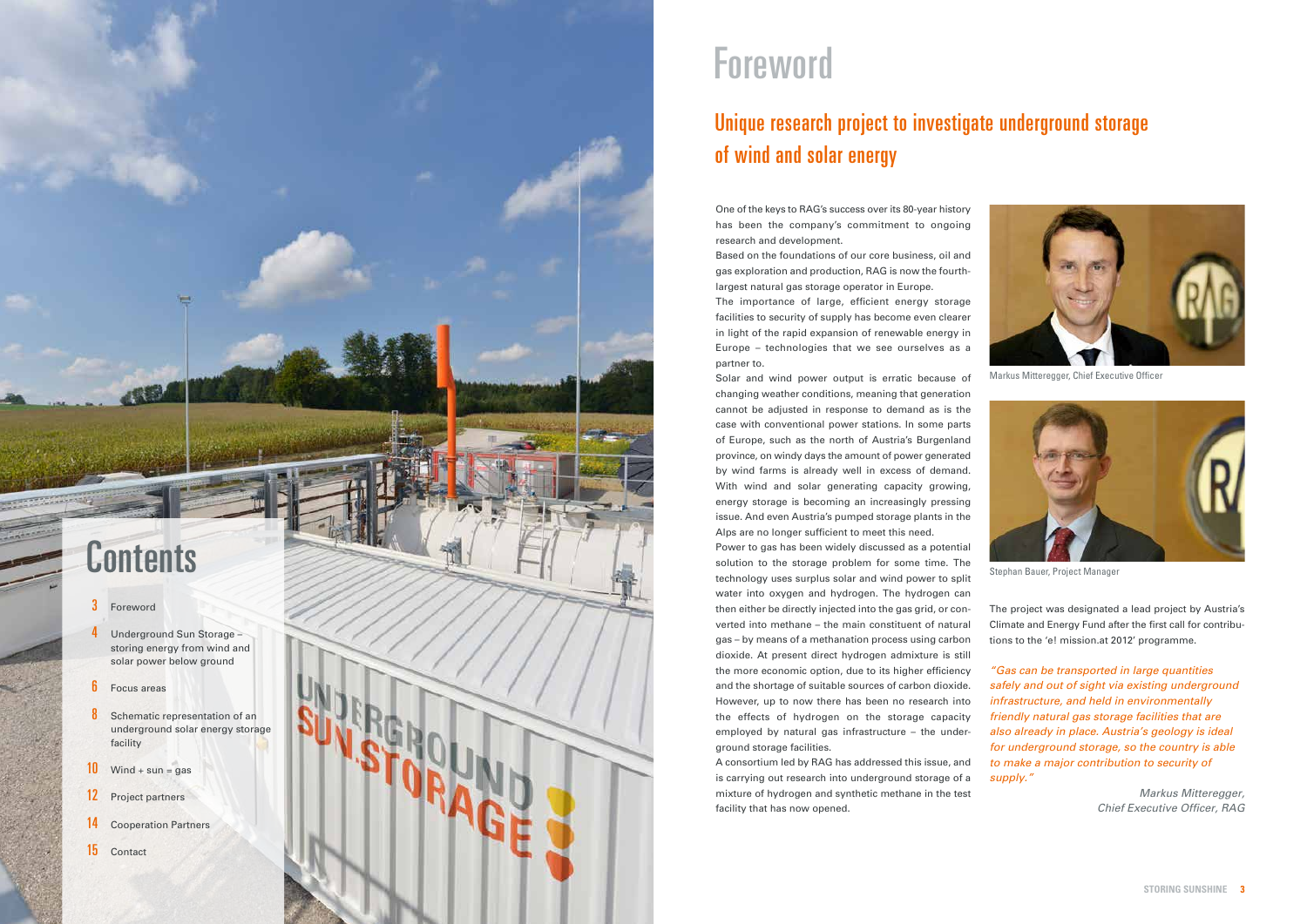## Contents

3 Foreword

4 Underground Sun Storage – storing energy from wind and solar power below ground

6 Focus areas

8 Schematic representation of an underground solar energy storage facility

10 Wind + sun = gas

12 Project partners

14 Cooperation Partners

15 Contact

# Foreword

## Unique research project to investigate underground storage of wind and solar energy

One of the keys to RAG's success over its 80-year history has been the company's commitment to ongoing research and development.

Based on the foundations of our core business, oil and gas exploration and production, RAG is now the fourth-largest natural gas storage operator in Europe.

The importance of large, efficient energy storage facilities to security of supply has become even clearer in light of the rapid expansion of renewable energy in Europe – technologies that we see ourselves as a partner to.

Solar and wind power output is erratic because of changing weather conditions, meaning that generation cannot be adjusted in response to demand as is the case with conventional power stations. In some parts of Europe, such as the north of Austria's Burgenland province, on windy days the amount of power generated by wind farms is already well in excess of demand. With wind and solar generating capacity growing, energy storage is becoming an increasingly pressing issue. And even Austria's pumped storage plants in the Alps are no longer sufficient to meet this need.

Power to gas has been widely discussed as a potential solution to the storage problem for some time. The technology uses surplus solar and wind power to split water into oxygen and hydrogen. The hydrogen can then either be directly injected into the gas grid, or converted into methane – the main constituent of natural gas – by means of a methanation process using carbon dioxide. At present direct hydrogen admixture is still the more economic option, due to its higher efficiency and the shortage of suitable sources of carbon dioxide. However, up to now there has been no research into the effects of hydrogen on the storage capacity employed by natural gas infrastructure – the underground storage facilities.

A consortium led by RAG has addressed this issue, and is carrying out research into underground storage of a mixture of hydrogen and synthetic methane in the test facility that has now opened.

Markus Mitteregger, Chief Executive Officer

Stephan Bauer, Project Manager

The project was designated a lead project by Austria's Climate and Energy Fund after the first call for contributions to the 'e! mission.at 2012' programme.

*"Gas can be transported in large quantities safely and out of sight via existing underground infrastructure, and held in environmentally friendly natural gas storage facilities that are also already in place. Austria's geology is ideal for underground storage, so the country is able to make a major contribution to security of supply."*

*Markus Mitteregger, Chief Executive Officer, RAG*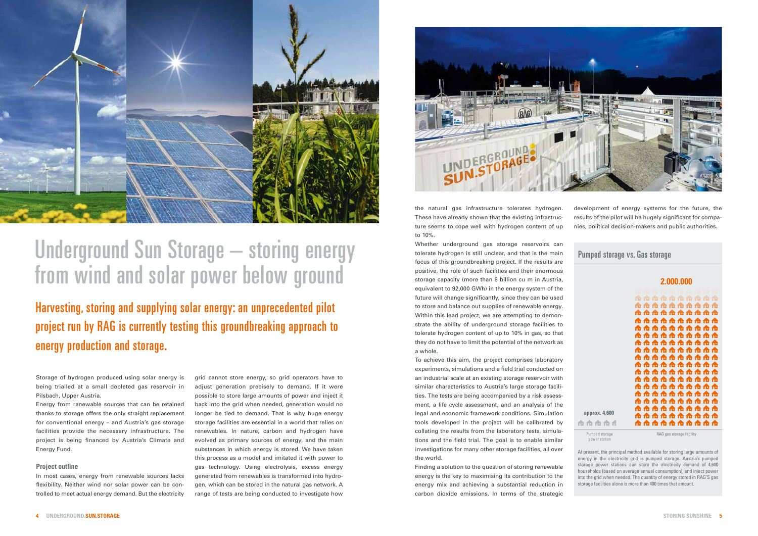# Underground Sun Storage – storing energy from wind and solar power below ground

## Harvesting, storing and supplying solar energy: an unprecedented pilot project run by RAG is currently testing this groundbreaking approach to energy production and storage.

Storage of hydrogen produced using solar energy is being trialled at a small depleted gas reservoir in Pilsbach, Upper Austria.

Energy from renewable sources that can be retained thanks to storage offers the only straight replacement for conventional energy – and Austria's gas storage facilities provide the necessary infrastructure. The project is being financed by Austria's Climate and Energy Fund.

### Project outline

In most cases, energy from renewable sources lacks flexibility. Neither wind nor solar power can be controlled to meet actual energy demand. But the electricity grid cannot store energy, so grid operators have to adjust generation precisely to demand. If it were possible to store large amounts of power and inject it back into the grid when needed, generation would no longer be tied to demand. That is why huge energy storage facilities are essential in a world that relies on renewables. In nature, carbon and hydrogen have evolved as primary sources of energy, and the main substances in which energy is stored. We have taken this process as a model and imitated it with power to gas technology. Using electrolysis, excess energy generated from renewables is transformed into hydrogen, which can be stored in the natural gas network. A range of tests are being conducted to investigate how the natural gas infrastructure tolerates hydrogen. These have already shown that the existing infrastructure seems to cope well with hydrogen content of up to 10%.

Whether underground gas storage reservoirs can tolerate hydrogen is still unclear, and that is the main focus of this groundbreaking project. If the results are positive, the role of such facilities and their enormous storage capacity (more than 8 billion cu m in Austria, equivalent to 92,000 GWh) in the energy system of the future will change significantly, since they can be used to store and balance out supplies of renewable energy. Within this lead project, we are attempting to demonstrate the ability of underground storage facilities to tolerate hydrogen content of up to 10% in gas, so that they do not have to limit the potential of the network as a whole.

To achieve this aim, the project comprises laboratory experiments, simulations and a field trial conducted on an industrial scale at an existing storage reservoir with similar characteristics to Austria's large storage facilities. The tests are being accompanied by a risk assessment, a life cycle assessment, and an analysis of the legal and economic framework conditions. Simulation tools developed in the project will be calibrated by collating the results from the laboratory tests, simulations and the field trial. The goal is to enable similar investigations for many other storage facilities, all over the world.

Finding a solution to the question of storing renewable energy is the key to maximising its contribution to the energy mix and achieving a substantial reduction in carbon dioxide emissions. In terms of the strategic development of energy systems for the future, the results of the pilot will be hugely significant for companies, political decision-makers and public authorities.

### Pumped storage vs. Gas storage

2.000.000

approx. 4.600

Pumped storage power station

RAG gas storage facility

At present, the principal method available for storing large amounts of energy in the electricity grid is pumped storage. Austria's pumped storage power stations can store the electricity demand of 4,600 households (based on average annual consumption), and inject power into the grid when needed. The quantity of energy stored in RAG'S gas storage facilities alone is more than 400 times that amount.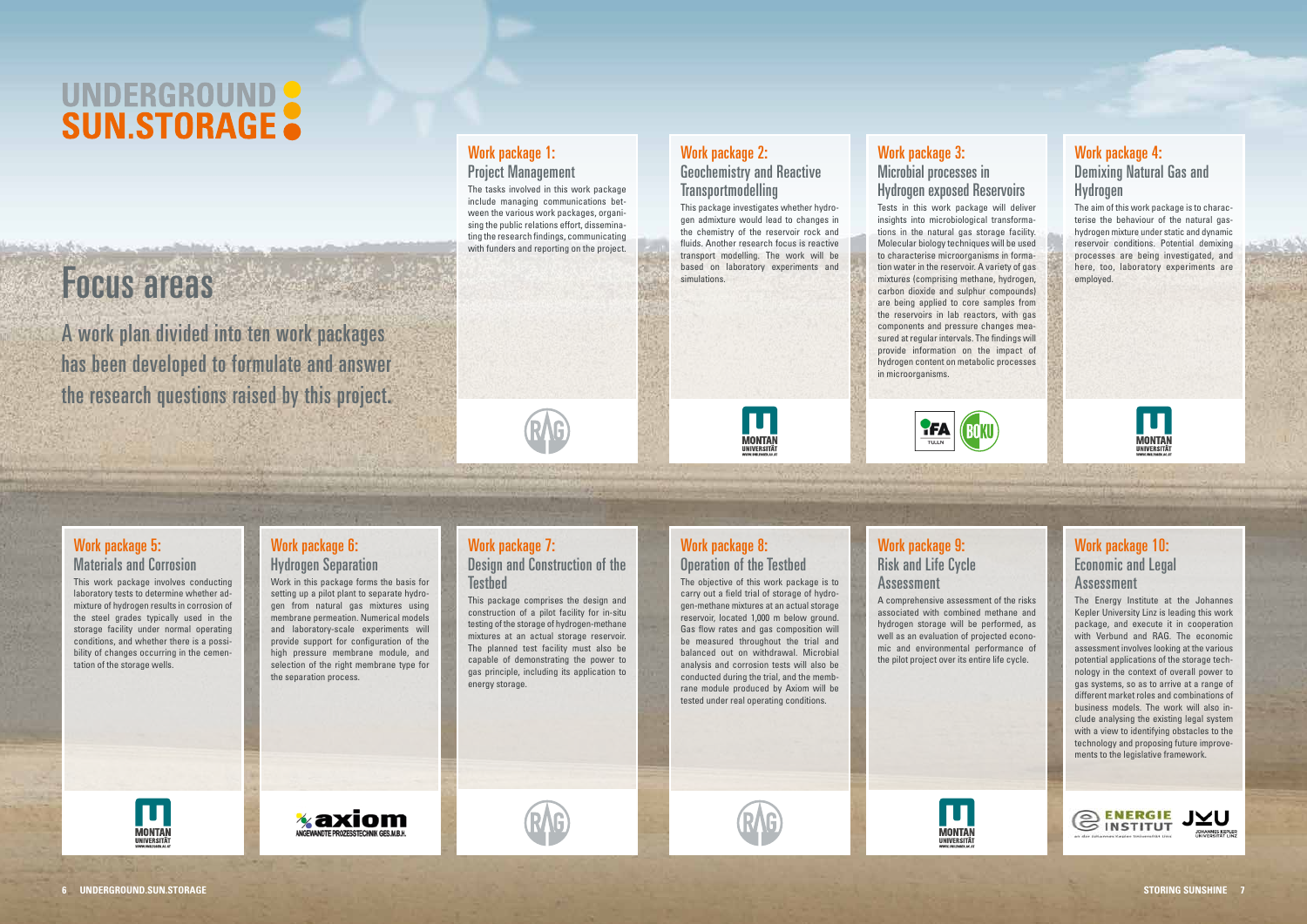# UNDERGROUND SUN.STORAGE

## Focus areas

A work plan divided into ten work packages has been developed to formulate and answer the research questions raised by this project.

### Work package 1: Project Management

The tasks involved in this work package include managing communications between the various work packages, organising the public relations effort, disseminating the research findings, communicating with funders and reporting on the project.

### Work package 2: Geochemistry and Reactive Transportmodelling

This package investigates whether hydrogen admixture would lead to changes in the chemistry of the reservoir rock and fluids. Another research focus is reactive transport modelling. The work will be based on laboratory experiments and simulations.

### Work package 3: Microbial processes in Hydrogen exposed Reservoirs

Tests in this work package will deliver insights into microbiological transformations in the natural gas storage facility. Molecular biology techniques will be used to characterise microorganisms in formation water in the reservoir. A variety of gas mixtures (comprising methane, hydrogen, carbon dioxide and sulphur compounds) are being applied to core samples from the reservoirs in lab reactors, with gas components and pressure changes measured at regular intervals. The findings will provide information on the impact of hydrogen content on metabolic processes in microorganisms.

### Work package 4: Demixing Natural Gas and Hydrogen

The aim of this work package is to characterise the behaviour of the natural gas-hydrogen mixture under static and dynamic reservoir conditions. Potential demixing processes are being investigated, and here, too, laboratory experiments are employed.

### Work package 5: Materials and Corrosion

This work package involves conducting laboratory tests to determine whether admixture of hydrogen results in corrosion of the steel grades typically used in the storage facility under normal operating conditions, and whether there is a possibility of changes occurring in the cementation of the storage wells.

### Work package 6: Hydrogen Separation

Work in this package forms the basis for setting up a pilot plant to separate hydrogen from natural gas mixtures using membrane permeation. Numerical models and laboratory-scale experiments will provide support for configuration of the high pressure membrane module, and selection of the right membrane type for the separation process.

### Work package 7: Design and Construction of the Testbed

This package comprises the design and construction of a pilot facility for in-situ testing of the storage of hydrogen-methane mixtures at an actual storage reservoir. The planned test facility must also be capable of demonstrating the power to gas principle, including its application to energy storage.

### Work package 8: Operation of the Testbed

The objective of this work package is to carry out a field trial of storage of hydrogen-methane mixtures at an actual storage reservoir, located 1,000 m below ground. Gas flow rates and gas composition will be measured throughout the trial and balanced out on withdrawal. Microbial analysis and corrosion tests will also be conducted during the trial, and the membrane module produced by Axiom will be tested under real operating conditions.

### Work package 9: Risk and Life Cycle Assessment

A comprehensive assessment of the risks associated with combined methane and hydrogen storage will be performed, as well as an evaluation of projected economic and environmental performance of the pilot project over its entire life cycle.

### Work package 10: Economic and Legal Assessment

The Energy Institute at the Johannes Kepler University Linz is leading this work package, and execute it in cooperation with Verbund and RAG. The economic assessment involves looking at the various potential applications of the storage technology in the context of overall power to gas systems, so as to arrive at a range of different market roles and combinations of business models. The work will also include analysing the existing legal system with a view to identifying obstacles to the technology and proposing future improvements to the legislative framework.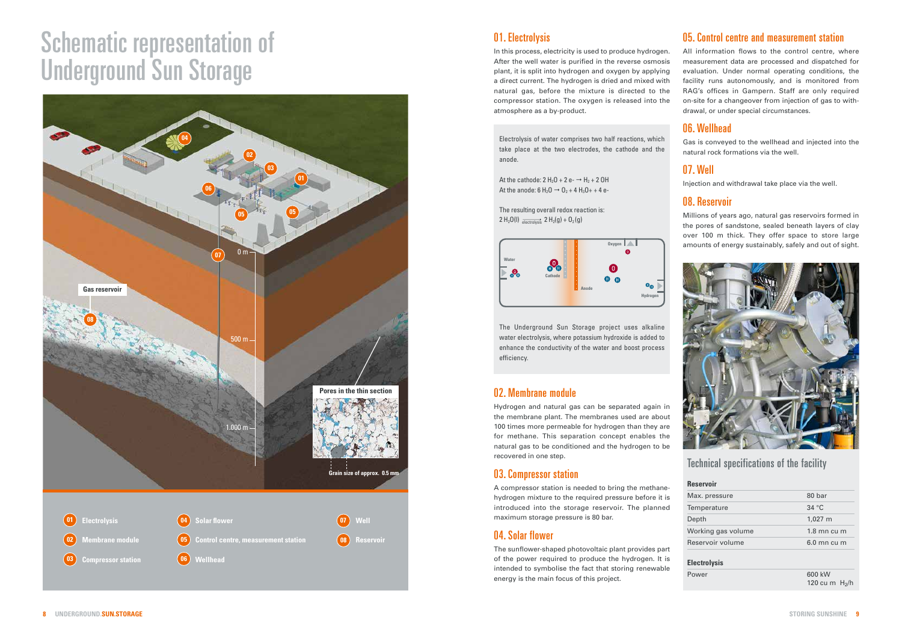# Schematic representation of Underground Sun Storage

Gas reservoir

Pores in the thin section

Grain size of approx. 0.5 mm

0 m

500 m

1.000 m

01 Electrolysis

02 Membrane module

03 Compressor station

04 Solar flower

05 Control centre, measurement station

06 Wellhead

07 Well

08 Reservoir

## 01. Electrolysis

In this process, electricity is used to produce hydrogen. After the well water is purified in the reverse osmosis plant, it is split into hydrogen and oxygen by applying a direct current. The hydrogen is dried and mixed with natural gas, before the mixture is directed to the compressor station. The oxygen is released into the atmosphere as a by-product.

Electrolysis of water comprises two half reactions, which take place at the two electrodes, the cathode and the anode.

At the cathode: $2\,H_2O + 2\,e^- \rightarrow H_2 + 2\,OH$

At the anode: $6\,H_2O \rightarrow O_2 + 4\,H_3O+ + 4\,e^-$

The resulting overall redox reaction is:

$$2\,H_2O(l) \xrightarrow{\text{electrolysis}} 2\,H_2(g) + O_2(g)$$

Water · Cathode · Anode · Oxygen · Hydrogen

The Underground Sun Storage project uses alkaline water electrolysis, where potassium hydroxide is added to enhance the conductivity of the water and boost process efficiency.

## 02. Membrane module

Hydrogen and natural gas can be separated again in the membrane plant. The membranes used are about 100 times more permeable for hydrogen than they are for methane. This separation concept enables the natural gas to be conditioned and the hydrogen to be recovered in one step.

## 03. Compressor station

A compressor station is needed to bring the methane-hydrogen mixture to the required pressure before it is introduced into the storage reservoir. The planned maximum storage pressure is 80 bar.

## 04. Solar flower

The sunflower-shaped photovoltaic plant provides part of the power required to produce the hydrogen. It is intended to symbolise the fact that storing renewable energy is the main focus of this project.

## 05. Control centre and measurement station

All information flows to the control centre, where measurement data are processed and dispatched for evaluation. Under normal operating conditions, the facility runs autonomously, and is monitored from RAG's offices in Gampern. Staff are only required on-site for a changeover from injection of gas to withdrawal, or under special circumstances.

## 06. Wellhead

Gas is conveyed to the wellhead and injected into the natural rock formations via the well.

## 07. Well

Injection and withdrawal take place via the well.

## 08. Reservoir

Millions of years ago, natural gas reservoirs formed in the pores of sandstone, sealed beneath layers of clay over 100 m thick. They offer space to store large amounts of energy sustainably, safely and out of sight.

## Technical specifications of the facility

| Reservoir | |
|---|---|
| Max. pressure | 80 bar |
| Temperature | 34 °C |
| Depth | 1,027 m |
| Working gas volume | 1.8 mn cu m |
| Reservoir volume | 6.0 mn cu m |

| Electrolysis | |
|---|---|
| Power | 600 kW<br>120 cu m $H_2$/h |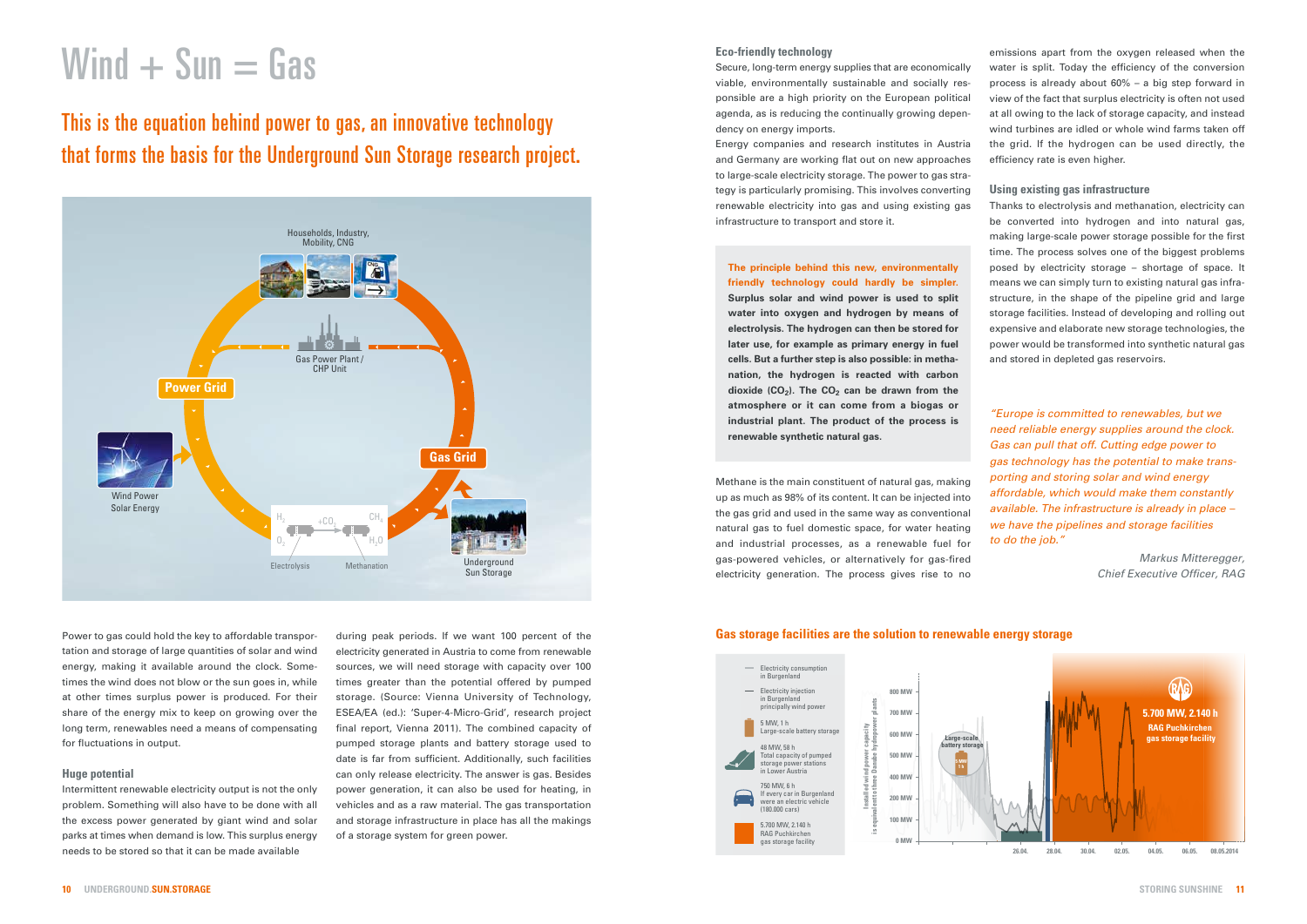# Wind + Sun = Gas

## This is the equation behind power to gas, an innovative technology that forms the basis for the Underground Sun Storage research project.

Households, Industry, Mobility, CNG

Power Grid

Gas Power Plant / CHP Unit

Gas Grid

Wind Power Solar Energy

$H_2$ $O_2$ $+CO_2$ $CH_4$ $H_2O$

Electrolysis Methanation

Underground Sun Storage

Power to gas could hold the key to affordable transportation and storage of large quantities of solar and wind energy, making it available around the clock. Sometimes the wind does not blow or the sun goes in, while at other times surplus power is produced. For their share of the energy mix to keep on growing over the long term, renewables need a means of compensating for fluctuations in output.

### Huge potential

Intermittent renewable electricity output is not the only problem. Something will also have to be done with all the excess power generated by giant wind and solar parks at times when demand is low. This surplus energy needs to be stored so that it can be made available during peak periods. If we want 100 percent of the electricity generated in Austria to come from renewable sources, we will need storage with capacity over 100 times greater than the potential offered by pumped storage. (Source: Vienna University of Technology, ESEA/EA (ed.): 'Super-4-Micro-Grid', research project final report, Vienna 2011). The combined capacity of pumped storage plants and battery storage used to date is far from sufficient. Additionally, such facilities can only release electricity. The answer is gas. Besides power generation, it can also be used for heating, in vehicles and as a raw material. The gas transportation and storage infrastructure in place has all the makings of a storage system for green power.

### Eco-friendly technology

Secure, long-term energy supplies that are economically viable, environmentally sustainable and socially responsible are a high priority on the European political agenda, as is reducing the continually growing dependency on energy imports.

Energy companies and research institutes in Austria and Germany are working flat out on new approaches to large-scale electricity storage. The power to gas strategy is particularly promising. This involves converting renewable electricity into gas and using existing gas infrastructure to transport and store it.

**The principle behind this new, environmentally friendly technology could hardly be simpler. Surplus solar and wind power is used to split water into oxygen and hydrogen by means of electrolysis. The hydrogen can then be stored for later use, for example as primary energy in fuel cells. But a further step is also possible: in methanation, the hydrogen is reacted with carbon dioxide ($CO_2$). The $CO_2$ can be drawn from the atmosphere or it can come from a biogas or industrial plant. The product of the process is renewable synthetic natural gas.**

Methane is the main constituent of natural gas, making up as much as 98% of its content. It can be injected into the gas grid and used in the same way as conventional natural gas to fuel domestic space, for water heating and industrial processes, as a renewable fuel for gas-powered vehicles, or alternatively for gas-fired electricity generation. The process gives rise to no emissions apart from the oxygen released when the water is split. Today the efficiency of the conversion process is already about 60% – a big step forward in view of the fact that surplus electricity is often not used at all owing to the lack of storage capacity, and instead wind turbines are idled or whole wind farms taken off the grid. If the hydrogen can be used directly, the efficiency rate is even higher.

### Using existing gas infrastructure

Thanks to electrolysis and methanation, electricity can be converted into hydrogen and into natural gas, making large-scale power storage possible for the first time. The process solves one of the biggest problems posed by electricity storage – shortage of space. It means we can simply turn to existing natural gas infrastructure, in the shape of the pipeline grid and large storage facilities. Instead of developing and rolling out expensive and elaborate new storage technologies, the power would be transformed into synthetic natural gas and stored in depleted gas reservoirs.

*"Europe is committed to renewables, but we need reliable energy supplies around the clock. Gas can pull that off. Cutting edge power to gas technology has the potential to make transporting and storing solar and wind energy affordable, which would make them constantly available. The infrastructure is already in place – we have the pipelines and storage facilities to do the job."*

*Markus Mitteregger, Chief Executive Officer, RAG*

### Gas storage facilities are the solution to renewable energy storage

- Electricity consumption in Burgenland
- Electricity injection in Burgenland principally wind power
- 5 MW, 1 h Large-scale battery storage
- 48 MW, 58 h Total capacity of pumped storage power stations in Lower Austria
- 750 MW, 6 h If every car in Burgenland were an electric vehicle (180.000 cars)
- 5.700 MW, 2.140 h RAG Puchkirchen gas storage facility

Installed wind power capacity is equal to that of three Danube hydropower plants

0 MW, 100 MW, 200 MW, 400 MW, 500 MW, 600 MW, 700 MW, 800 MW

Large-scale battery storage (5 MW 1 h)

5.700 MW, 2.140 h RAG Puchkirchen gas storage facility

26.04. 28.04. 30.04. 02.05. 04.05. 06.05. 08.05.2014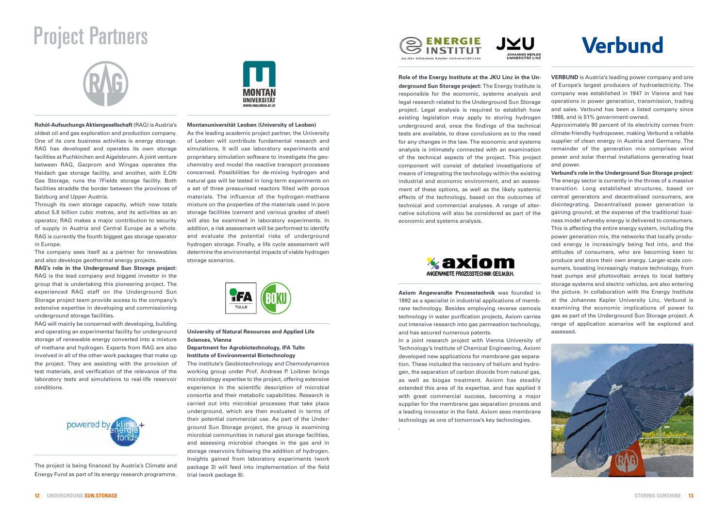# Project Partners

**Rohöl-Aufsuchungs Aktiengesellschaft** (RAG) is Austria's oldest oil and gas exploration and production company. One of its core business activities is energy storage. RAG has developed and operates its own storage facilities at Puchkirchen and Aigelsbrunn. A joint venture between RAG, Gazprom and Wingas operates the Haidach gas storage facility, and another, with E.ON Gas Storage, runs the 7Fields storage facility. Both facilities straddle the border between the provinces of Salzburg and Upper Austria.

Through its own storage capacity, which now totals about 5.8 billion cubic metres, and its activities as an operator, RAG makes a major contribution to security of supply in Austria and Central Europe as a whole. RAG is currently the fourth biggest gas storage operator in Europe.

The company sees itself as a partner for renewables and also develops geothermal energy projects.

**RAG's role in the Underground Sun Storage project:** RAG is the lead company and biggest investor in the group that is undertaking this pioneering project. The experienced RAG staff on the Underground Sun Storage project team provide access to the company's extensive expertise in developing and commissioning underground storage facilities.

RAG will mainly be concerned with developing, building and operating an experimental facility for underground storage of renewable energy converted into a mixture of methane and hydrogen. Experts from RAG are also involved in all of the other work packages that make up the project. They are assisting with the provision of test materials, and verification of the relevance of the laboratory tests and simulations to real-life reservoir conditions.

powered by klima+energie fonds

The project is being financed by Austria's Climate and Energy Fund as part of its energy research programme.

**Montanuniversität Leoben (University of Leoben)**

As the leading academic project partner, the University of Leoben will contribute fundamental research and simulations. It will use laboratory experiments and proprietary simulation software to investigate the geochemistry and model the reactive transport processes concerned. Possibilities for de-mixing hydrogen and natural gas will be tested in long-term experiments on a set of three pressurised reactors filled with porous materials. The influence of the hydrogen-methane mixture on the properties of the materials used in pore storage facilities (cement and various grades of steel) will also be examined in laboratory experiments. In addition, a risk assessment will be performed to identify and evaluate the potential risks of underground hydrogen storage. Finally, a life cycle assessment will determine the environmental impacts of viable hydrogen storage scenarios.

**University of Natural Resources and Applied Life Sciences, Vienna**
**Department for Agrobiotechnology, IFA Tulln**
**Institute of Environmental Biotechnology**

The institute's Geobiotechnology and Chemodynamics working group under Prof. Andreas P. Loibner brings microbiology expertise to the project, offering extensive experience in the scientific description of microbial consortia and their metabolic capabilities. Research is carried out into microbial processes that take place underground, which are then evaluated in terms of their potential commercial use. As part of the Underground Sun Storage project, the group is examining microbial communities in natural gas storage facilities, and assessing microbial changes in the gas and in storage reservoirs following the addition of hydrogen. Insights gained from laboratory experiments (work package 3) will feed into implementation of the field trial (work package 8).

**Role of the Energy Institute at the JKU Linz in the Underground Sun Storage project:** The Energy Institute is responsible for the economic, systems analysis and legal research related to the Underground Sun Storage project. Legal analysis is required to establish how existing legislation may apply to storing hydrogen underground and, once the findings of the technical tests are available, to draw conclusions as to the need for any changes in the law. The economic and systems analysis is intimately connected with an examination of the technical aspects of the project. This project component will consist of detailed investigations of means of integrating the technology within the existing industrial and economic environment, and an assessment of these options, as well as the likely systemic effects of the technology, based on the outcomes of technical and commercial analyses. A range of alternative solutions will also be considered as part of the economic and systems analysis.

**Axiom Angewandte Prozesstechnik** was founded in 1992 as a specialist in industrial applications of membrane technology. Besides employing reverse osmosis technology in water purification projects, Axiom carries out intensive research into gas permeation technology, and has secured numerous patents.

In a joint research project with Vienna University of Technology's Institute of Chemical Engineering, Axiom developed new applications for membrane gas separation. These included the recovery of helium and hydrogen, the separation of carbon dioxide from natural gas, as well as biogas treatment. Axiom has steadily extended this area of its expertise, and has applied it with great commercial success, becoming a major supplier for the membrane gas separation process and a leading innovator in the field. Axiom sees membrane technology as one of tomorrow's key technologies.

**VERBUND** is Austria's leading power company and one of Europe's largest producers of hydroelectricity. The company was established in 1947 in Vienna and has operations in power generation, transmission, trading and sales. Verbund has been a listed company since 1988, and is 51% government-owned.

Approximately 90 percent of its electricity comes from climate-friendly hydropower, making Verbund a reliable supplier of clean energy in Austria and Germany. The remainder of the generation mix comprises wind power and solar thermal installations generating heat and power.

**Verbund's role in the Underground Sun Storage project:** The energy sector is currently in the throes of a massive transition. Long established structures, based on central generators and decentralised consumers, are disintegrating. Decentralised power generation is gaining ground, at the expense of the traditional business model whereby energy is delivered to consumers. This is affecting the entire energy system, including the power generation mix, the networks that locally produced energy is increasingly being fed into, and the attitudes of consumers, who are becoming keen to produce and store their own energy. Larger-scale consumers, boasting increasingly mature technology, from heat pumps and photovoltaic arrays to local battery storage systems and electric vehicles, are also entering the picture. In collaboration with the Energy Institute at the Johannes Kepler University Linz, Verbund is examining the economic implications of power to gas as part of the Underground Sun Storage project. A range of application scenarios will be explored and assessed.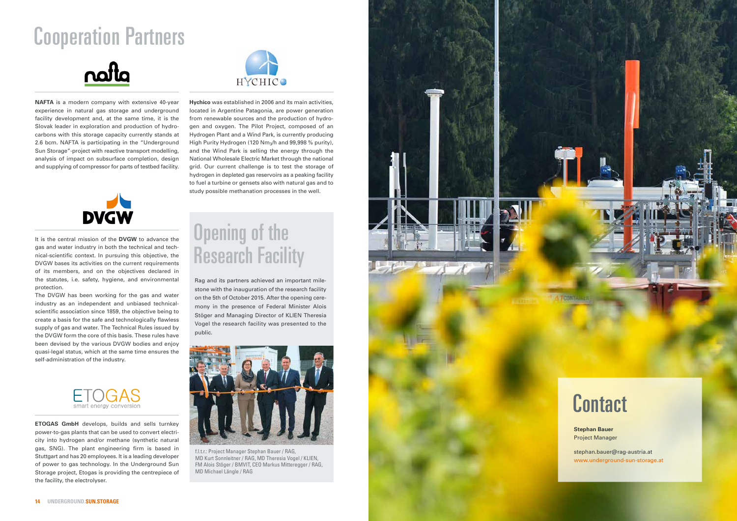# Cooperation Partners

**NAFTA** is a modern company with extensive 40-year experience in natural gas storage and underground facility development and, at the same time, it is the Slovak leader in exploration and production of hydrocarbons with this storage capacity currently stands at 2.6 bcm. NAFTA is participating in the "Underground Sun Storage"-project with reactive transport modelling, analysis of impact on subsurface completion, design and supplying of compressor for parts of testbed facility.

**Hychico** was established in 2006 and its main activities, located in Argentine Patagonia, are power generation from renewable sources and the production of hydrogen and oxygen. The Pilot Project, composed of an Hydrogen Plant and a Wind Park, is currently producing High Purity Hydrogen (120 $Nm_3$/h and 99,998 % purity), and the Wind Park is selling the energy through the National Wholesale Electric Market through the national grid. Our current challenge is to test the storage of hydrogen in depleted gas reservoirs as a peaking facility to fuel a turbine or gensets also with natural gas and to study possible methanation processes in the well.

It is the central mission of the **DVGW** to advance the gas and water industry in both the technical and technical-scientific context. In pursuing this objective, the DVGW bases its activities on the current requirements of its members, and on the objectives declared in the statutes, i.e. safety, hygiene, and environmental protection.

The DVGW has been working for the gas and water industry as an independent and unbiased technical-scientific association since 1859, the objective being to create a basis for the safe and technologically flawless supply of gas and water. The Technical Rules issued by the DVGW form the core of this basis. These rules have been devised by the various DVGW bodies and enjoy quasi-legal status, which at the same time ensures the self-administration of the industry.

**ETOGAS GmbH** develops, builds and sells turnkey power-to-gas plants that can be used to convert electricity into hydrogen and/or methane (synthetic natural gas, SNG). The plant engineering firm is based in Stuttgart and has 20 employees. It is a leading developer of power to gas technology. In the Underground Sun Storage project, Etogas is providing the centrepiece of the facility, the electrolyser.

## Opening of the Research Facility

Rag and its partners achieved an important milestone with the inauguration of the research facility on the 5th of October 2015. After the opening ceremony in the presence of Federal Minister Alois Stöger and Managing Director of KLIEN Theresia Vogel the research facility was presented to the public.

f.l.t.r.: Project Manager Stephan Bauer / RAG, MD Kurt Sonnleitner / RAG, MD Theresia Vogel / KLIEN, FM Alois Stöger / BMVIT, CEO Markus Mitteregger / RAG, MD Michael Längle / RAG

## Contact

**Stephan Bauer**
Project Manager

stephan.bauer@rag-austria.at
www.underground-sun-storage.at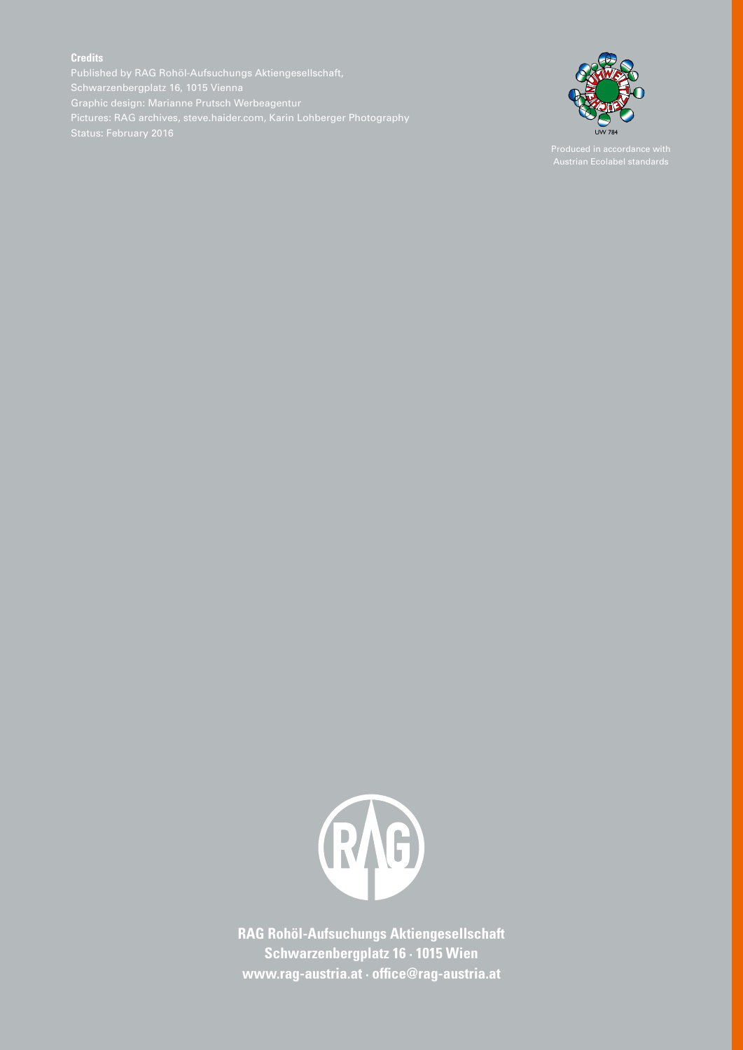**Credits**

Published by RAG Rohöl-Aufsuchungs Aktiengesellschaft,
Schwarzenbergplatz 16, 1015 Vienna
Graphic design: Marianne Prutsch Werbeagentur
Pictures: RAG archives, steve.haider.com, Karin Lohberger Photography
Status: February 2016

UW 784

Produced in accordance with Austrian Ecolabel standards

**RAG Rohöl-Aufsuchungs Aktiengesellschaft**
**Schwarzenbergplatz 16 · 1015 Wien**
**www.rag-austria.at · office@rag-austria.at**